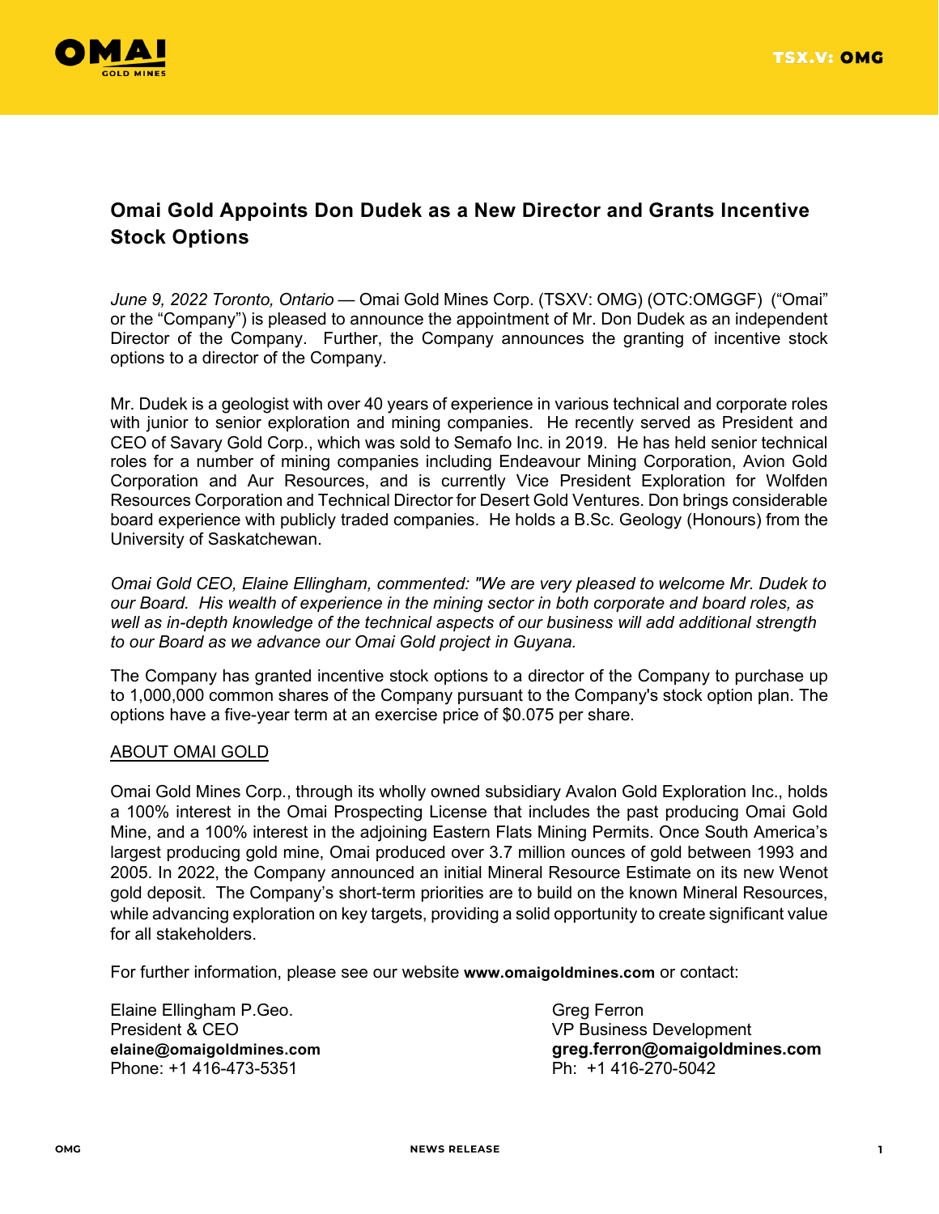# Omai Gold Appoints Don Dudek as a New Director and Grants Incentive Stock Options

*June 9, 2022 Toronto, Ontario* — Omai Gold Mines Corp. (TSXV: OMG) (OTC:OMGGF) ("Omai" or the "Company") is pleased to announce the appointment of Mr. Don Dudek as an independent Director of the Company. Further, the Company announces the granting of incentive stock options to a director of the Company.

Mr. Dudek is a geologist with over 40 years of experience in various technical and corporate roles with junior to senior exploration and mining companies. He recently served as President and CEO of Savary Gold Corp., which was sold to Semafo Inc. in 2019. He has held senior technical roles for a number of mining companies including Endeavour Mining Corporation, Avion Gold Corporation and Aur Resources, and is currently Vice President Exploration for Wolfden Resources Corporation and Technical Director for Desert Gold Ventures. Don brings considerable board experience with publicly traded companies. He holds a B.Sc. Geology (Honours) from the University of Saskatchewan.

*Omai Gold CEO, Elaine Ellingham, commented: "We are very pleased to welcome Mr. Dudek to our Board. His wealth of experience in the mining sector in both corporate and board roles, as well as in-depth knowledge of the technical aspects of our business will add additional strength to our Board as we advance our Omai Gold project in Guyana.*

The Company has granted incentive stock options to a director of the Company to purchase up to 1,000,000 common shares of the Company pursuant to the Company's stock option plan. The options have a five-year term at an exercise price of $0.075 per share.

ABOUT OMAI GOLD

Omai Gold Mines Corp., through its wholly owned subsidiary Avalon Gold Exploration Inc., holds a 100% interest in the Omai Prospecting License that includes the past producing Omai Gold Mine, and a 100% interest in the adjoining Eastern Flats Mining Permits. Once South America's largest producing gold mine, Omai produced over 3.7 million ounces of gold between 1993 and 2005. In 2022, the Company announced an initial Mineral Resource Estimate on its new Wenot gold deposit. The Company's short-term priorities are to build on the known Mineral Resources, while advancing exploration on key targets, providing a solid opportunity to create significant value for all stakeholders.

For further information, please see our website **www.omaigoldmines.com** or contact:

Elaine Ellingham P.Geo.
President & CEO
**elaine@omaigoldmines.com**
Phone: +1 416-473-5351

Greg Ferron
VP Business Development
**greg.ferron@omaigoldmines.com**
Ph: +1 416-270-5042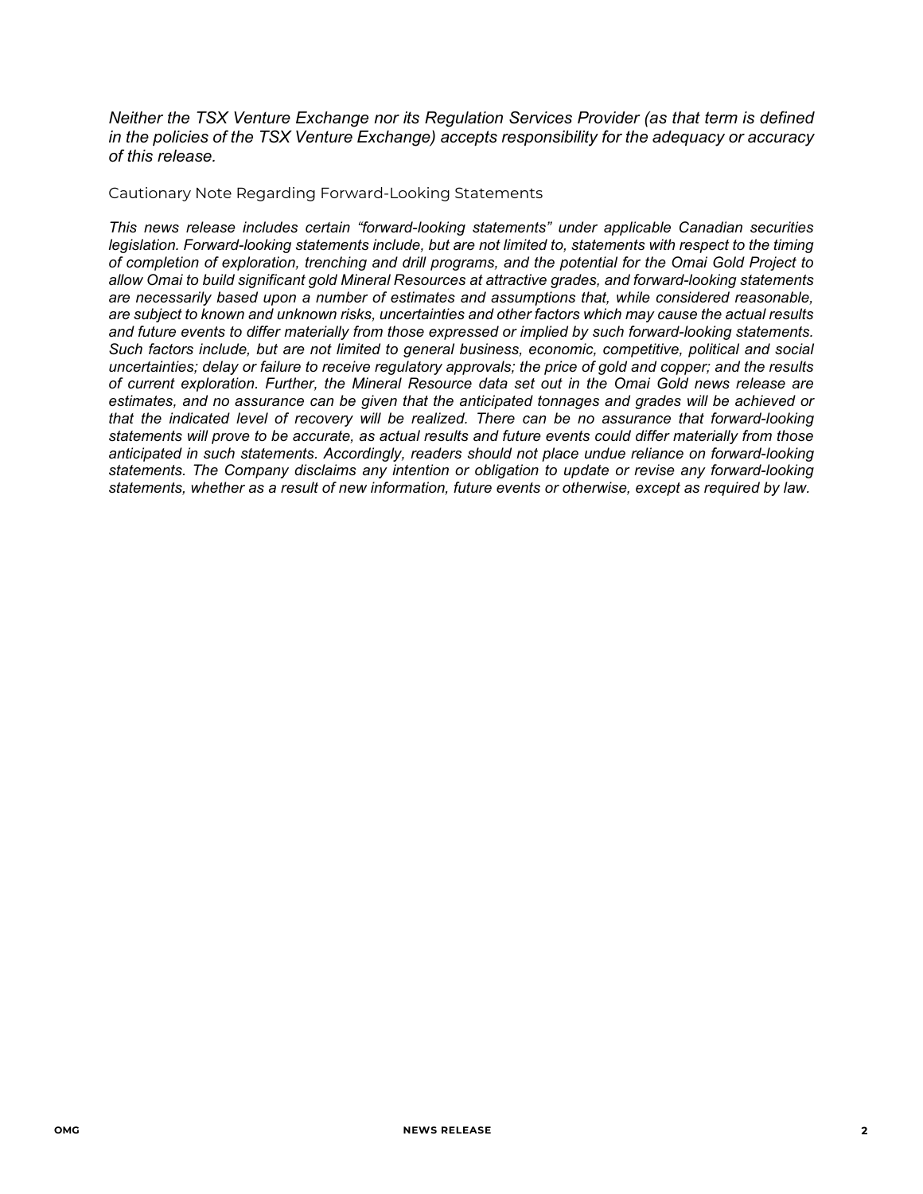*Neither the TSX Venture Exchange nor its Regulation Services Provider (as that term is defined in the policies of the TSX Venture Exchange) accepts responsibility for the adequacy or accuracy of this release.*

## Cautionary Note Regarding Forward-Looking Statements

*This news release includes certain "forward-looking statements" under applicable Canadian securities legislation. Forward-looking statements include, but are not limited to, statements with respect to the timing of completion of exploration, trenching and drill programs, and the potential for the Omai Gold Project to allow Omai to build significant gold Mineral Resources at attractive grades, and forward-looking statements are necessarily based upon a number of estimates and assumptions that, while considered reasonable, are subject to known and unknown risks, uncertainties and other factors which may cause the actual results and future events to differ materially from those expressed or implied by such forward-looking statements. Such factors include, but are not limited to general business, economic, competitive, political and social uncertainties; delay or failure to receive regulatory approvals; the price of gold and copper; and the results of current exploration. Further, the Mineral Resource data set out in the Omai Gold news release are estimates, and no assurance can be given that the anticipated tonnages and grades will be achieved or that the indicated level of recovery will be realized. There can be no assurance that forward-looking statements will prove to be accurate, as actual results and future events could differ materially from those anticipated in such statements. Accordingly, readers should not place undue reliance on forward-looking statements. The Company disclaims any intention or obligation to update or revise any forward-looking statements, whether as a result of new information, future events or otherwise, except as required by law.*